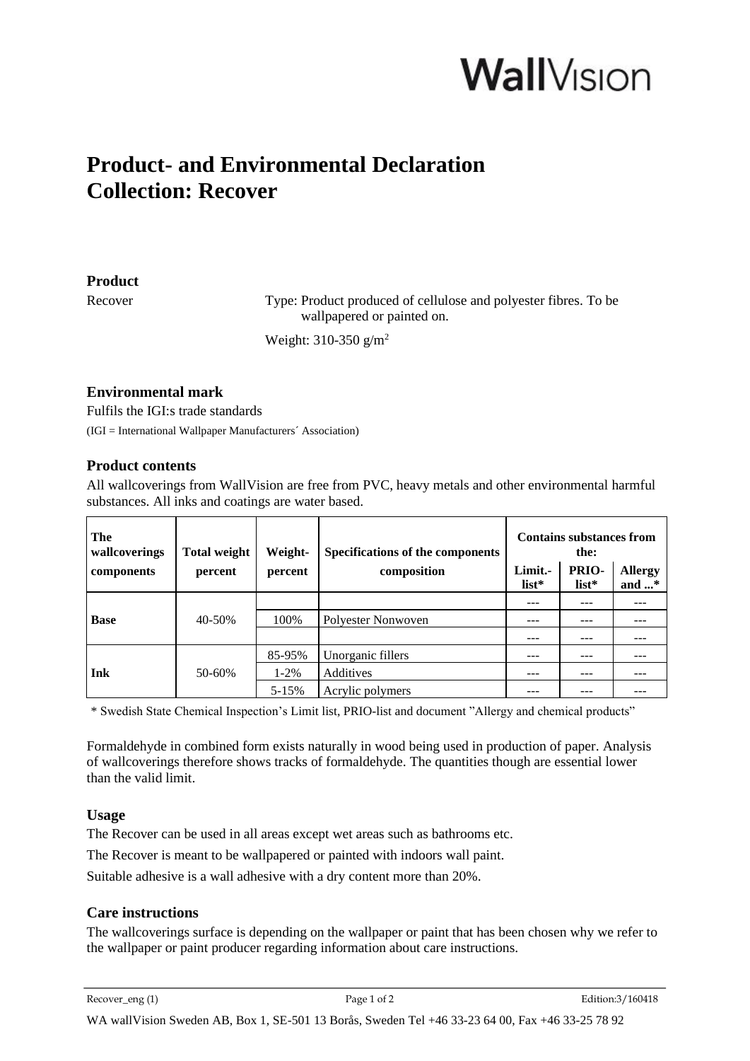WallVision

# Product- and Environmental Declaration
# Collection: Recover

## Product

Recover

Type: Product produced of cellulose and polyester fibres. To be wallpapered or painted on.

Weight: 310-350 g/m$^2$

## Environmental mark

Fulfils the IGI:s trade standards

(IGI = International Wallpaper Manufacturers´ Association)

## Product contents

All wallcoverings from WallVision are free from PVC, heavy metals and other environmental harmful substances. All inks and coatings are water based.

| The wallcoverings components | Total weight percent | Weight-percent | Specifications of the components composition | Contains substances from the: | | |
|---|---|---|---|---|---|---|
| | | | | Limit.-list* | PRIO-list* | Allergy and ...* |
| Base | 40-50% | | | --- | --- | --- |
| | | 100% | Polyester Nonwoven | --- | --- | --- |
| | | | | --- | --- | --- |
| Ink | 50-60% | 85-95% | Unorganic fillers | --- | --- | --- |
| | | 1-2% | Additives | --- | --- | --- |
| | | 5-15% | Acrylic polymers | --- | --- | --- |

* Swedish State Chemical Inspection's Limit list, PRIO-list and document "Allergy and chemical products"

Formaldehyde in combined form exists naturally in wood being used in production of paper. Analysis of wallcoverings therefore shows tracks of formaldehyde. The quantities though are essential lower than the valid limit.

## Usage

The Recover can be used in all areas except wet areas such as bathrooms etc.

The Recover is meant to be wallpapered or painted with indoors wall paint.

Suitable adhesive is a wall adhesive with a dry content more than 20%.

## Care instructions

The wallcoverings surface is depending on the wallpaper or paint that has been chosen why we refer to the wallpaper or paint producer regarding information about care instructions.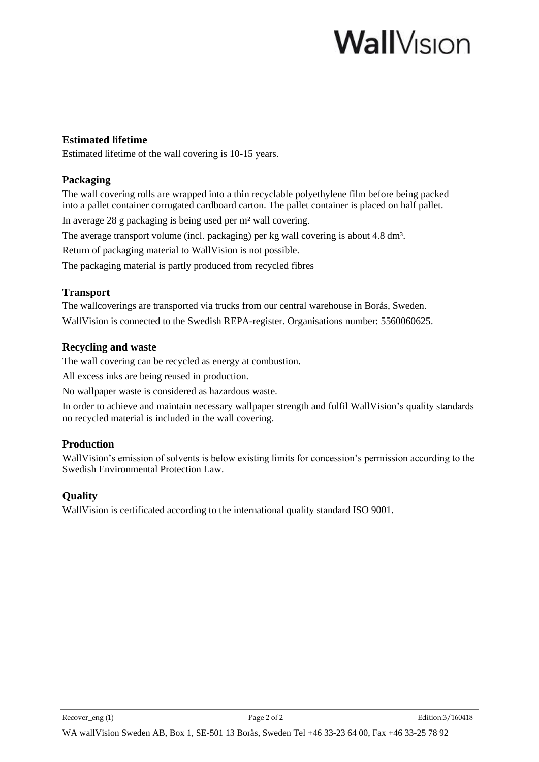## Estimated lifetime

Estimated lifetime of the wall covering is 10-15 years.

## Packaging

The wall covering rolls are wrapped into a thin recyclable polyethylene film before being packed into a pallet container corrugated cardboard carton. The pallet container is placed on half pallet.

In average 28 g packaging is being used per $m^2$ wall covering.

The average transport volume (incl. packaging) per kg wall covering is about 4.8 $dm^3$.

Return of packaging material to WallVision is not possible.

The packaging material is partly produced from recycled fibres

## Transport

The wallcoverings are transported via trucks from our central warehouse in Borås, Sweden.

WallVision is connected to the Swedish REPA-register. Organisations number: 5560060625.

## Recycling and waste

The wall covering can be recycled as energy at combustion.

All excess inks are being reused in production.

No wallpaper waste is considered as hazardous waste.

In order to achieve and maintain necessary wallpaper strength and fulfil WallVision's quality standards no recycled material is included in the wall covering.

## Production

WallVision's emission of solvents is below existing limits for concession's permission according to the Swedish Environmental Protection Law.

## Quality

WallVision is certificated according to the international quality standard ISO 9001.

Recover_eng (1) Edition:3/160418

WA wallVision Sweden AB, Box 1, SE-501 13 Borås, Sweden Tel +46 33-23 64 00, Fax +46 33-25 78 92